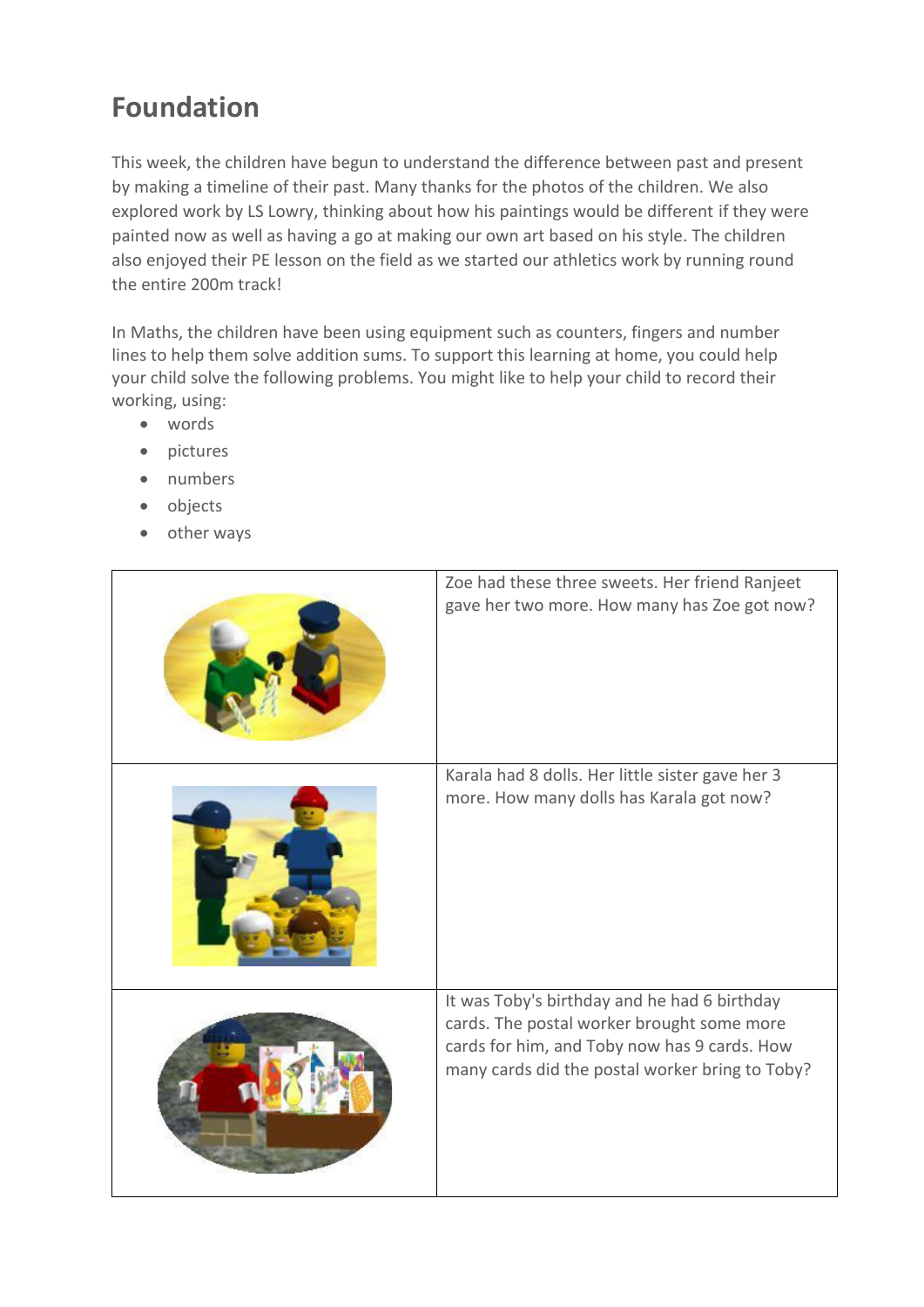# Foundation

This week, the children have begun to understand the difference between past and present by making a timeline of their past. Many thanks for the photos of the children. We also explored work by LS Lowry, thinking about how his paintings would be different if they were painted now as well as having a go at making our own art based on his style. The children also enjoyed their PE lesson on the field as we started our athletics work by running round the entire 200m track!

In Maths, the children have been using equipment such as counters, fingers and number lines to help them solve addition sums. To support this learning at home, you could help your child solve the following problems. You might like to help your child to record their working, using:

- words
- pictures
- numbers
- objects
- other ways

| | |
|---|---|
| | Zoe had these three sweets. Her friend Ranjeet gave her two more. How many has Zoe got now? |
| | Karala had 8 dolls. Her little sister gave her 3 more. How many dolls has Karala got now? |
| | It was Toby's birthday and he had 6 birthday cards. The postal worker brought some more cards for him, and Toby now has 9 cards. How many cards did the postal worker bring to Toby? |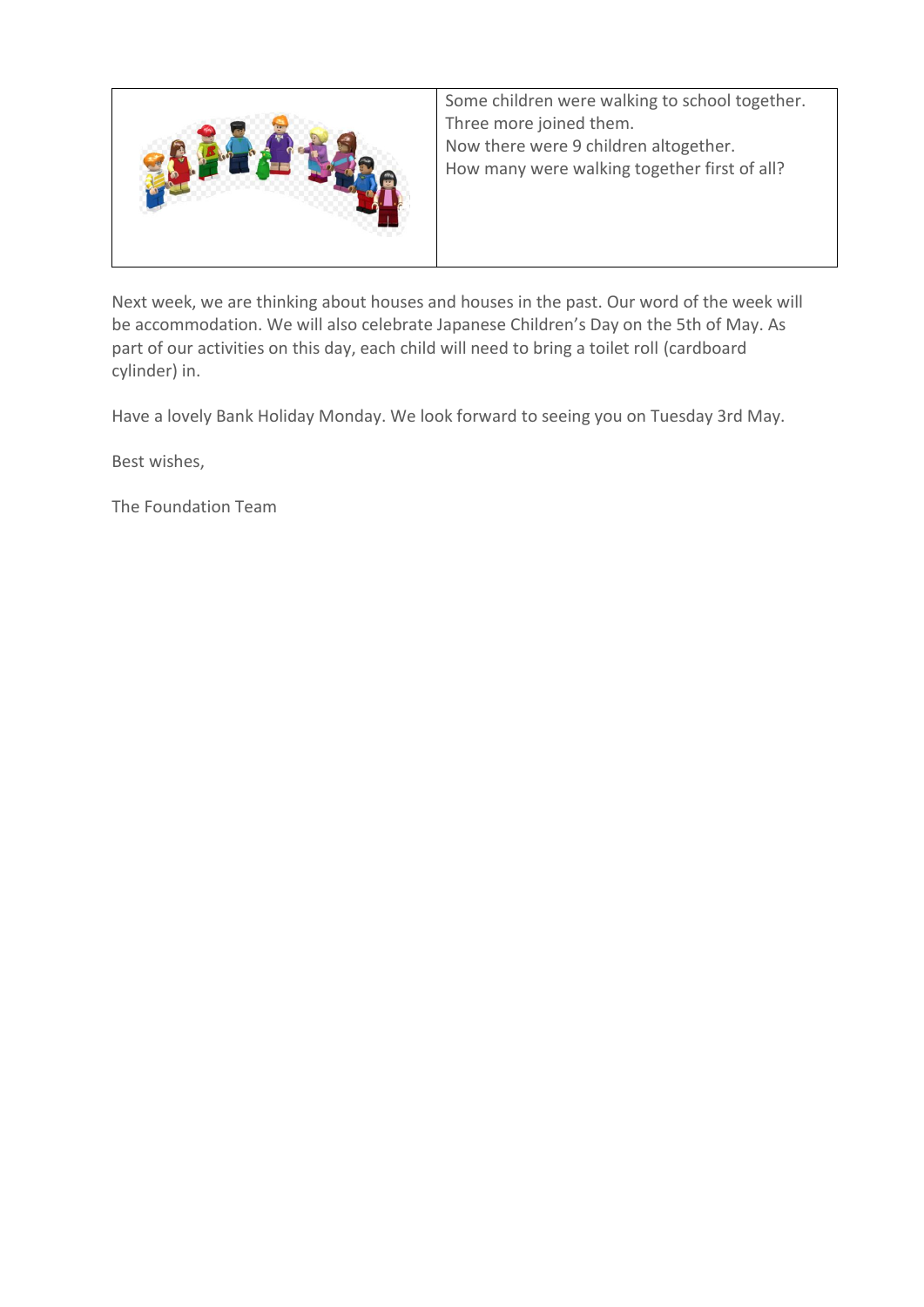| | |
|---|---|
| | Some children were walking to school together.<br>Three more joined them.<br>Now there were 9 children altogether.<br>How many were walking together first of all? |

Next week, we are thinking about houses and houses in the past. Our word of the week will be accommodation. We will also celebrate Japanese Children's Day on the 5th of May. As part of our activities on this day, each child will need to bring a toilet roll (cardboard cylinder) in.

Have a lovely Bank Holiday Monday. We look forward to seeing you on Tuesday 3rd May.

Best wishes,

The Foundation Team